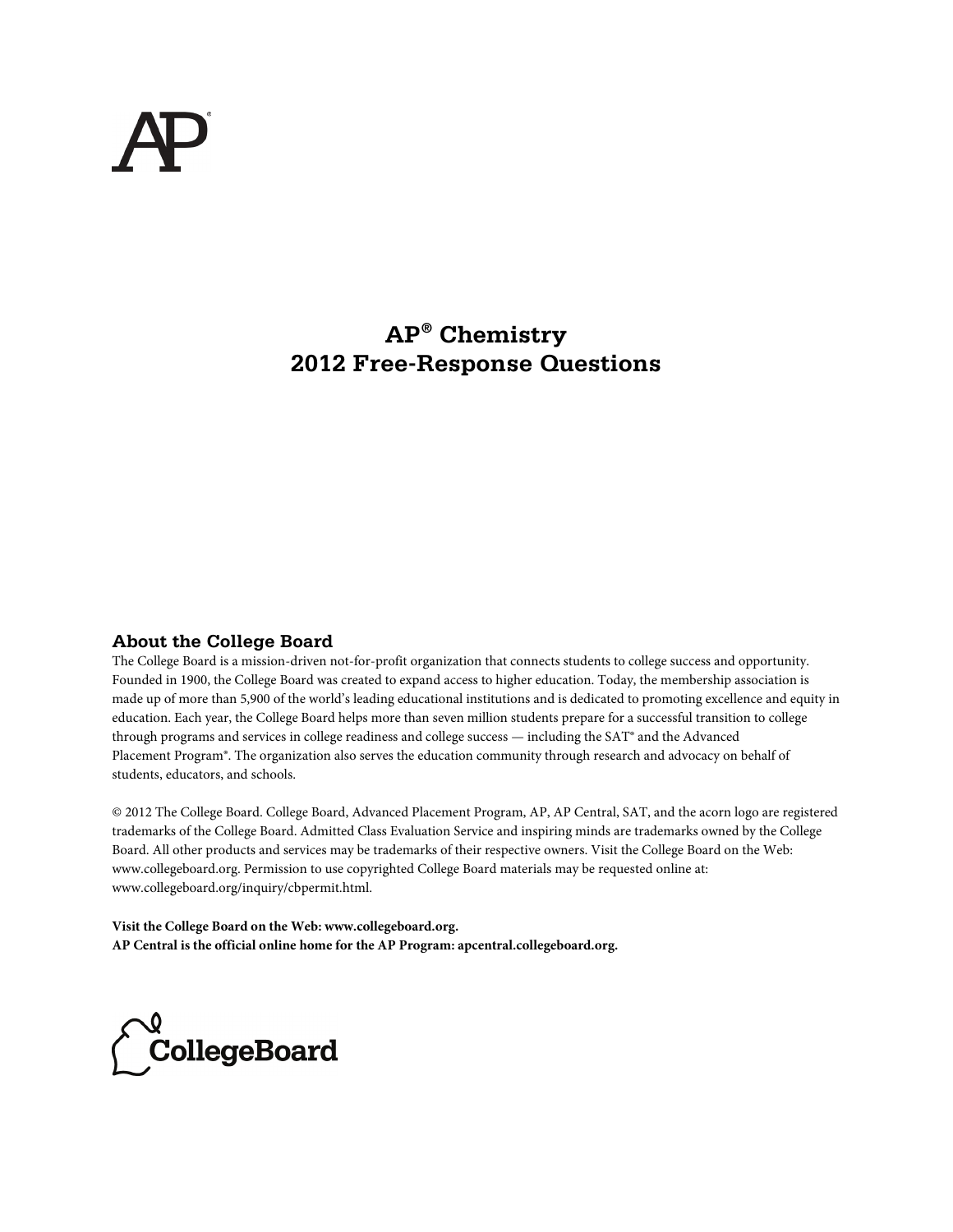AP®

# AP® Chemistry
# 2012 Free-Response Questions

## About the College Board

The College Board is a mission-driven not-for-profit organization that connects students to college success and opportunity. Founded in 1900, the College Board was created to expand access to higher education. Today, the membership association is made up of more than 5,900 of the world's leading educational institutions and is dedicated to promoting excellence and equity in education. Each year, the College Board helps more than seven million students prepare for a successful transition to college through programs and services in college readiness and college success — including the SAT® and the Advanced Placement Program®. The organization also serves the education community through research and advocacy on behalf of students, educators, and schools.

© 2012 The College Board. College Board, Advanced Placement Program, AP, AP Central, SAT, and the acorn logo are registered trademarks of the College Board. Admitted Class Evaluation Service and inspiring minds are trademarks owned by the College Board. All other products and services may be trademarks of their respective owners. Visit the College Board on the Web: www.collegeboard.org. Permission to use copyrighted College Board materials may be requested online at: www.collegeboard.org/inquiry/cbpermit.html.

**Visit the College Board on the Web: www.collegeboard.org.**
**AP Central is the official online home for the AP Program: apcentral.collegeboard.org.**

CollegeBoard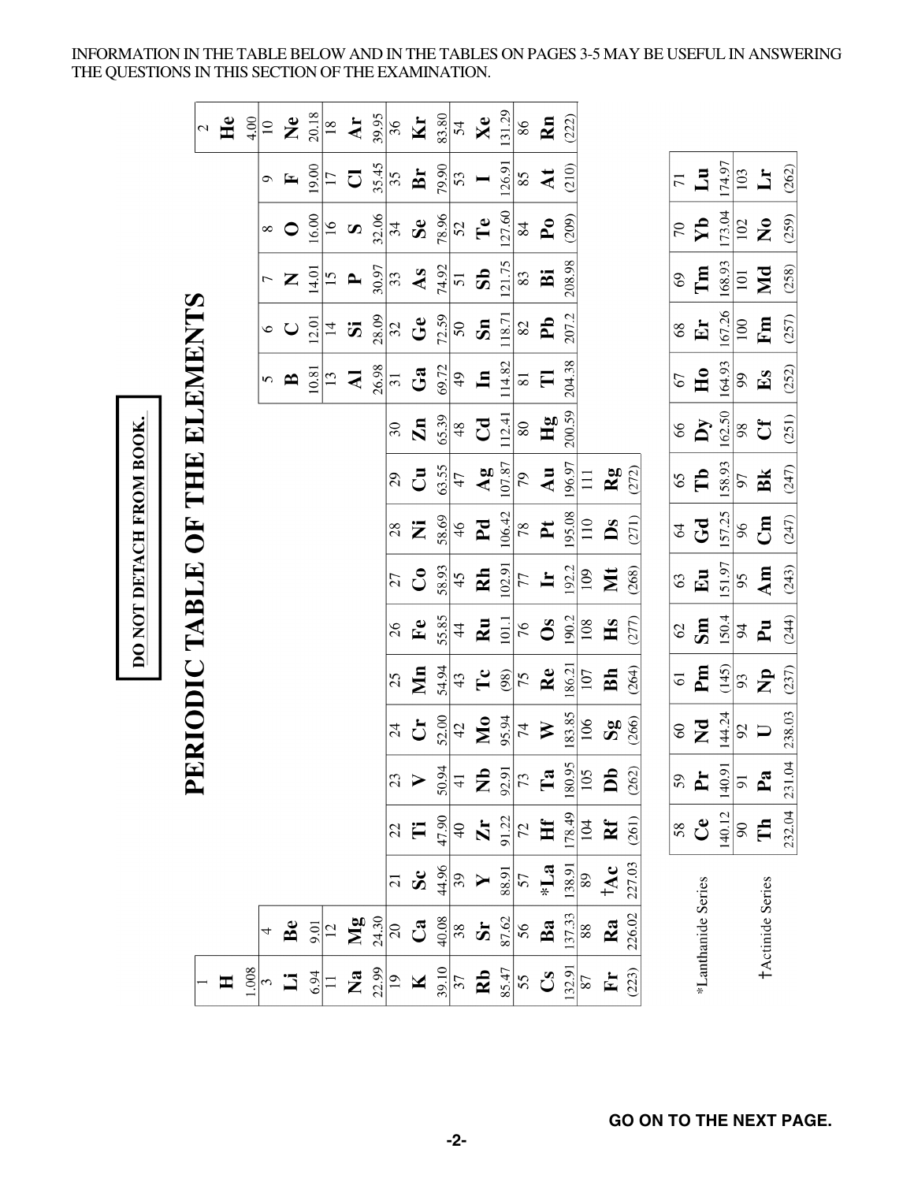INFORMATION IN THE TABLE BELOW AND IN THE TABLES ON PAGES 3-5 MAY BE USEFUL IN ANSWERING THE QUESTIONS IN THIS SECTION OF THE EXAMINATION.

**DO NOT DETACH FROM BOOK.**

# PERIODIC TABLE OF THE ELEMENTS

| | | | | | | | | | | | | | | | | | |
|---|---|---|---|---|---|---|---|---|---|---|---|---|---|---|---|---|---|
| 1 **H** 1.008 | | | | | | | | | | | | | | | | | 2 **He** 4.00 |
| 3 **Li** 6.94 | 4 **Be** 9.01 | | | | | | | | | | | 5 **B** 10.81 | 6 **C** 12.01 | 7 **N** 14.01 | 8 **O** 16.00 | 9 **F** 19.00 | 10 **Ne** 20.18 |
| 11 **Na** 22.99 | 12 **Mg** 24.30 | | | | | | | | | | | 13 **Al** 26.98 | 14 **Si** 28.09 | 15 **P** 30.97 | 16 **S** 32.06 | 17 **Cl** 35.45 | 18 **Ar** 39.95 |
| 19 **K** 39.10 | 20 **Ca** 40.08 | 21 **Sc** 44.96 | 22 **Ti** 47.90 | 23 **V** 50.94 | 24 **Cr** 52.00 | 25 **Mn** 54.94 | 26 **Fe** 55.85 | 27 **Co** 58.93 | 28 **Ni** 58.69 | 29 **Cu** 63.55 | 30 **Zn** 65.39 | 31 **Ga** 69.72 | 32 **Ge** 72.59 | 33 **As** 74.92 | 34 **Se** 78.96 | 35 **Br** 79.90 | 36 **Kr** 83.80 |
| 37 **Rb** 85.47 | 38 **Sr** 87.62 | 39 **Y** 88.91 | 40 **Zr** 91.22 | 41 **Nb** 92.91 | 42 **Mo** 95.94 | 43 **Tc** (98) | 44 **Ru** 101.1 | 45 **Rh** 102.91 | 46 **Pd** 106.42 | 47 **Ag** 107.87 | 48 **Cd** 112.41 | 49 **In** 114.82 | 50 **Sn** 118.71 | 51 **Sb** 121.75 | 52 **Te** 127.60 | 53 **I** 126.91 | 54 **Xe** 131.29 |
| 55 **Cs** 132.91 | 56 **Ba** 137.33 | 57 ***La** 138.91 | 72 **Hf** 178.49 | 73 **Ta** 180.95 | 74 **W** 183.85 | 75 **Re** 186.21 | 76 **Os** 190.2 | 77 **Ir** 192.2 | 78 **Pt** 195.08 | 79 **Au** 196.97 | 80 **Hg** 200.59 | 81 **Tl** 204.38 | 82 **Pb** 207.2 | 83 **Bi** 208.98 | 84 **Po** (209) | 85 **At** (210) | 86 **Rn** (222) |
| 87 **Fr** (223) | 88 **Ra** 226.02 | 89 **†Ac** 227.03 | 104 **Rf** (261) | 105 **Db** (262) | 106 **Sg** (266) | 107 **Bh** (264) | 108 **Hs** (277) | 109 **Mt** (268) | 110 **Ds** (271) | 111 **Rg** (272) | | | | | | | |

| | | | | | | | | | | | | | | |
|---|---|---|---|---|---|---|---|---|---|---|---|---|---|---|
| *Lanthanide Series | 58 **Ce** 140.12 | 59 **Pr** 140.91 | 60 **Nd** 144.24 | 61 **Pm** (145) | 62 **Sm** 150.4 | 63 **Eu** 151.97 | 64 **Gd** 157.25 | 65 **Tb** 158.93 | 66 **Dy** 162.50 | 67 **Ho** 164.93 | 68 **Er** 167.26 | 69 **Tm** 168.93 | 70 **Yb** 173.04 | 71 **Lu** 174.97 |
| †Actinide Series | 90 **Th** 232.04 | 91 **Pa** 231.04 | 92 **U** 238.03 | 93 **Np** (237) | 94 **Pu** (244) | 95 **Am** (243) | 96 **Cm** (247) | 97 **Bk** (247) | 98 **Cf** (251) | 99 **Es** (252) | 100 **Fm** (257) | 101 **Md** (258) | 102 **No** (259) | 103 **Lr** (262) |

**GO ON TO THE NEXT PAGE.**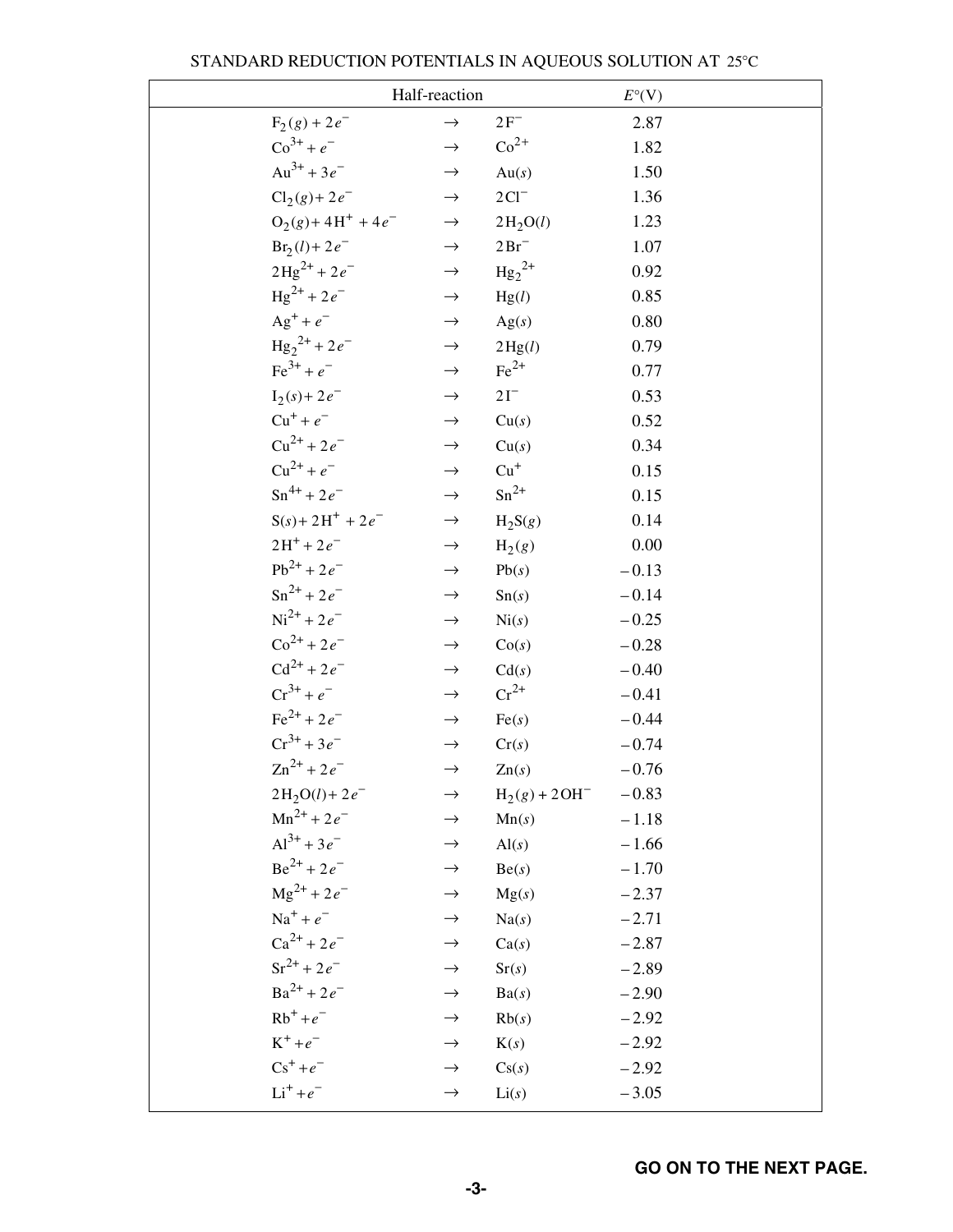# STANDARD REDUCTION POTENTIALS IN AQUEOUS SOLUTION AT 25°C

| Half-reaction | | | $E°$(V) |
|---|---|---|---|
| $F_2(g) + 2e^-$ | $\rightarrow$ | $2F^-$ | 2.87 |
| $Co^{3+} + e^-$ | $\rightarrow$ | $Co^{2+}$ | 1.82 |
| $Au^{3+} + 3e^-$ | $\rightarrow$ | $Au(s)$ | 1.50 |
| $Cl_2(g) + 2e^-$ | $\rightarrow$ | $2Cl^-$ | 1.36 |
| $O_2(g) + 4H^+ + 4e^-$ | $\rightarrow$ | $2H_2O(l)$ | 1.23 |
| $Br_2(l) + 2e^-$ | $\rightarrow$ | $2Br^-$ | 1.07 |
| $2Hg^{2+} + 2e^-$ | $\rightarrow$ | $Hg_2^{2+}$ | 0.92 |
| $Hg^{2+} + 2e^-$ | $\rightarrow$ | $Hg(l)$ | 0.85 |
| $Ag^+ + e^-$ | $\rightarrow$ | $Ag(s)$ | 0.80 |
| $Hg_2^{2+} + 2e^-$ | $\rightarrow$ | $2Hg(l)$ | 0.79 |
| $Fe^{3+} + e^-$ | $\rightarrow$ | $Fe^{2+}$ | 0.77 |
| $I_2(s) + 2e^-$ | $\rightarrow$ | $2I^-$ | 0.53 |
| $Cu^+ + e^-$ | $\rightarrow$ | $Cu(s)$ | 0.52 |
| $Cu^{2+} + 2e^-$ | $\rightarrow$ | $Cu(s)$ | 0.34 |
| $Cu^{2+} + e^-$ | $\rightarrow$ | $Cu^+$ | 0.15 |
| $Sn^{4+} + 2e^-$ | $\rightarrow$ | $Sn^{2+}$ | 0.15 |
| $S(s) + 2H^+ + 2e^-$ | $\rightarrow$ | $H_2S(g)$ | 0.14 |
| $2H^+ + 2e^-$ | $\rightarrow$ | $H_2(g)$ | 0.00 |
| $Pb^{2+} + 2e^-$ | $\rightarrow$ | $Pb(s)$ | $-0.13$ |
| $Sn^{2+} + 2e^-$ | $\rightarrow$ | $Sn(s)$ | $-0.14$ |
| $Ni^{2+} + 2e^-$ | $\rightarrow$ | $Ni(s)$ | $-0.25$ |
| $Co^{2+} + 2e^-$ | $\rightarrow$ | $Co(s)$ | $-0.28$ |
| $Cd^{2+} + 2e^-$ | $\rightarrow$ | $Cd(s)$ | $-0.40$ |
| $Cr^{3+} + e^-$ | $\rightarrow$ | $Cr^{2+}$ | $-0.41$ |
| $Fe^{2+} + 2e^-$ | $\rightarrow$ | $Fe(s)$ | $-0.44$ |
| $Cr^{3+} + 3e^-$ | $\rightarrow$ | $Cr(s)$ | $-0.74$ |
| $Zn^{2+} + 2e^-$ | $\rightarrow$ | $Zn(s)$ | $-0.76$ |
| $2H_2O(l) + 2e^-$ | $\rightarrow$ | $H_2(g) + 2OH^-$ | $-0.83$ |
| $Mn^{2+} + 2e^-$ | $\rightarrow$ | $Mn(s)$ | $-1.18$ |
| $Al^{3+} + 3e^-$ | $\rightarrow$ | $Al(s)$ | $-1.66$ |
| $Be^{2+} + 2e^-$ | $\rightarrow$ | $Be(s)$ | $-1.70$ |
| $Mg^{2+} + 2e^-$ | $\rightarrow$ | $Mg(s)$ | $-2.37$ |
| $Na^+ + e^-$ | $\rightarrow$ | $Na(s)$ | $-2.71$ |
| $Ca^{2+} + 2e^-$ | $\rightarrow$ | $Ca(s)$ | $-2.87$ |
| $Sr^{2+} + 2e^-$ | $\rightarrow$ | $Sr(s)$ | $-2.89$ |
| $Ba^{2+} + 2e^-$ | $\rightarrow$ | $Ba(s)$ | $-2.90$ |
| $Rb^+ + e^-$ | $\rightarrow$ | $Rb(s)$ | $-2.92$ |
| $K^+ + e^-$ | $\rightarrow$ | $K(s)$ | $-2.92$ |
| $Cs^+ + e^-$ | $\rightarrow$ | $Cs(s)$ | $-2.92$ |
| $Li^+ + e^-$ | $\rightarrow$ | $Li(s)$ | $-3.05$ |

**GO ON TO THE NEXT PAGE.**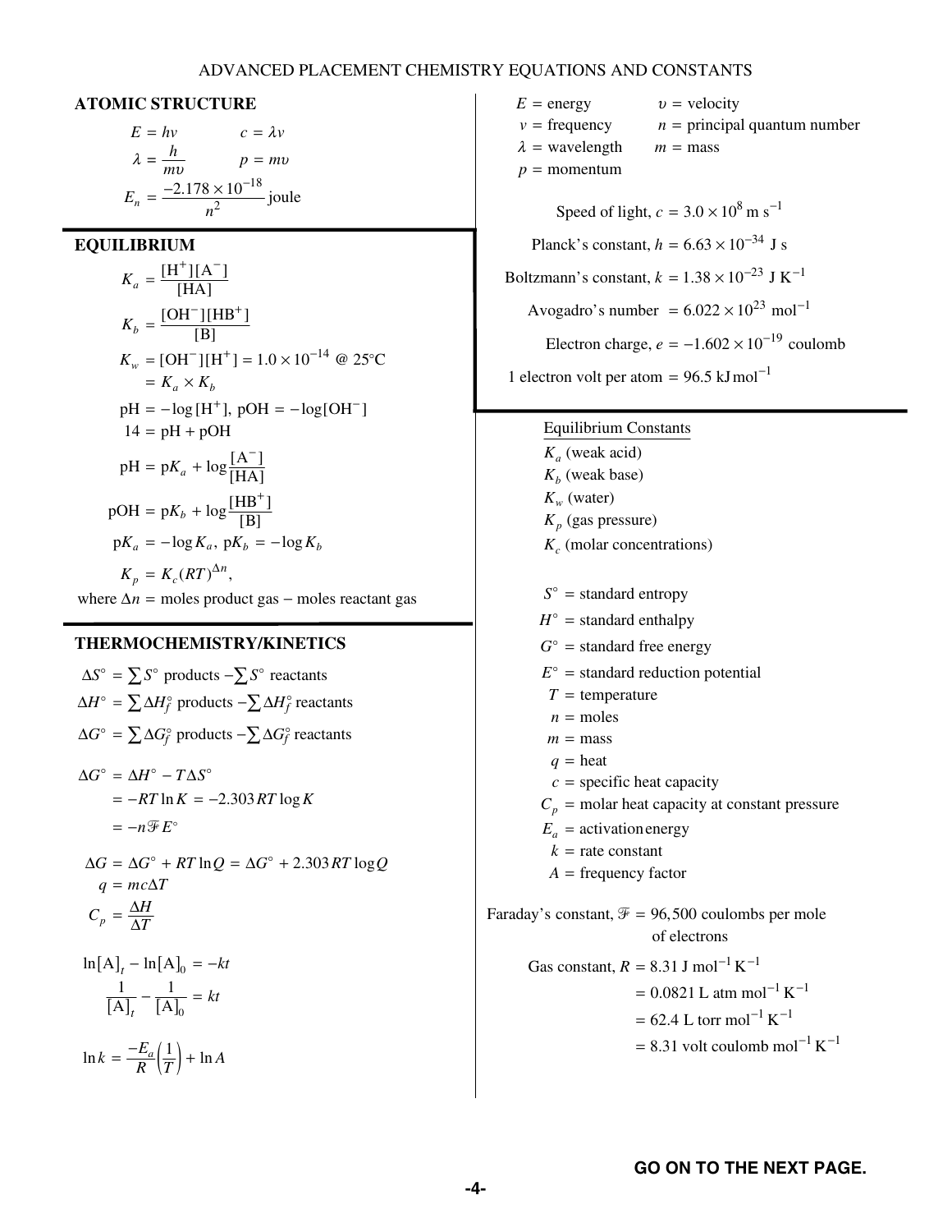# ADVANCED PLACEMENT CHEMISTRY EQUATIONS AND CONSTANTS

## ATOMIC STRUCTURE

$$E = h\nu \qquad c = \lambda\nu$$

$$\lambda = \frac{h}{m\upsilon} \qquad p = m\upsilon$$

$$E_n = \frac{-2.178 \times 10^{-18}}{n^2} \text{ joule}$$

$E$ = energy
$\nu$ = frequency
$\lambda$ = wavelength
$p$ = momentum
$\upsilon$ = velocity
$n$ = principal quantum number
$m$ = mass

Speed of light, $c = 3.0 \times 10^{8}\ \text{m s}^{-1}$

Planck's constant, $h = 6.63 \times 10^{-34}$ J s

Boltzmann's constant, $k = 1.38 \times 10^{-23}\ \text{J K}^{-1}$

Avogadro's number $= 6.022 \times 10^{23}\ \text{mol}^{-1}$

Electron charge, $e = -1.602 \times 10^{-19}$ coulomb

1 electron volt per atom $= 96.5\ \text{kJ mol}^{-1}$

## EQUILIBRIUM

$$K_a = \frac{[\text{H}^+][\text{A}^-]}{[\text{HA}]}$$

$$K_b = \frac{[\text{OH}^-][\text{HB}^+]}{[\text{B}]}$$

$$K_w = [\text{OH}^-][\text{H}^+] = 1.0 \times 10^{-14} \text{ @ } 25^\circ\text{C}$$
$$= K_a \times K_b$$

$$\text{pH} = -\log[\text{H}^+],\ \text{pOH} = -\log[\text{OH}^-]$$

$$14 = \text{pH} + \text{pOH}$$

$$\text{pH} = \text{p}K_a + \log\frac{[\text{A}^-]}{[\text{HA}]}$$

$$\text{pOH} = \text{p}K_b + \log\frac{[\text{HB}^+]}{[\text{B}]}$$

$$\text{p}K_a = -\log K_a,\ \text{p}K_b = -\log K_b$$

$$K_p = K_c(RT)^{\Delta n},$$

where $\Delta n$ = moles product gas − moles reactant gas

Equilibrium Constants

$K_a$ (weak acid)
$K_b$ (weak base)
$K_w$ (water)
$K_p$ (gas pressure)
$K_c$ (molar concentrations)

## THERMOCHEMISTRY/KINETICS

$$\Delta S^\circ = \sum S^\circ \text{ products} - \sum S^\circ \text{ reactants}$$

$$\Delta H^\circ = \sum \Delta H_f^\circ \text{ products} - \sum \Delta H_f^\circ \text{ reactants}$$

$$\Delta G^\circ = \sum \Delta G_f^\circ \text{ products} - \sum \Delta G_f^\circ \text{ reactants}$$

$$\Delta G^\circ = \Delta H^\circ - T\Delta S^\circ$$
$$= -RT\ln K = -2.303\,RT\log K$$
$$= -n\mathcal{F}E^\circ$$

$$\Delta G = \Delta G^\circ + RT\ln Q = \Delta G^\circ + 2.303\,RT\log Q$$

$$q = mc\Delta T$$

$$C_p = \frac{\Delta H}{\Delta T}$$

$$\ln[\text{A}]_t - \ln[\text{A}]_0 = -kt$$

$$\frac{1}{[\text{A}]_t} - \frac{1}{[\text{A}]_0} = kt$$

$$\ln k = \frac{-E_a}{R}\left(\frac{1}{T}\right) + \ln A$$

$S^\circ$ = standard entropy
$H^\circ$ = standard enthalpy
$G^\circ$ = standard free energy
$E^\circ$ = standard reduction potential
$T$ = temperature
$n$ = moles
$m$ = mass
$q$ = heat
$c$ = specific heat capacity
$C_p$ = molar heat capacity at constant pressure
$E_a$ = activation energy
$k$ = rate constant
$A$ = frequency factor

Faraday's constant, $\mathcal{F}$ = 96,500 coulombs per mole of electrons

Gas constant, $R = 8.31\ \text{J mol}^{-1}\ \text{K}^{-1}$
$= 0.0821\ \text{L atm mol}^{-1}\ \text{K}^{-1}$
$= 62.4\ \text{L torr mol}^{-1}\ \text{K}^{-1}$
$= 8.31\ \text{volt coulomb mol}^{-1}\ \text{K}^{-1}$

**GO ON TO THE NEXT PAGE.**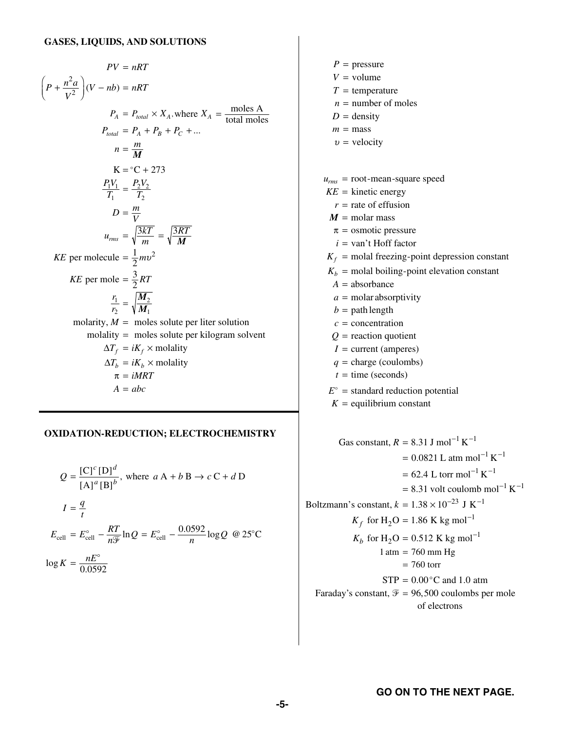## GASES, LIQUIDS, AND SOLUTIONS

$$PV = nRT$$

$$\left(P + \frac{n^2 a}{V^2}\right)(V - nb) = nRT$$

$$P_A = P_{total} \times X_A, \text{where } X_A = \frac{\text{moles A}}{\text{total moles}}$$

$$P_{total} = P_A + P_B + P_C + \ldots$$

$$n = \frac{m}{\boldsymbol{M}}$$

$$\text{K} = {}^\circ\text{C} + 273$$

$$\frac{P_1 V_1}{T_1} = \frac{P_2 V_2}{T_2}$$

$$D = \frac{m}{V}$$

$$u_{rms} = \sqrt{\frac{3kT}{m}} = \sqrt{\frac{3RT}{\boldsymbol{M}}}$$

$$KE \text{ per molecule} = \frac{1}{2}m\upsilon^2$$

$$KE \text{ per mole} = \frac{3}{2}RT$$

$$\frac{r_1}{r_2} = \sqrt{\frac{\boldsymbol{M}_2}{\boldsymbol{M}_1}}$$

molarity, $M$ = moles solute per liter solution

molality = moles solute per kilogram solvent

$$\Delta T_f = iK_f \times \text{molality}$$

$$\Delta T_b = iK_b \times \text{molality}$$

$$\pi = iMRT$$

$$A = abc$$

$P$ = pressure
$V$ = volume
$T$ = temperature
$n$ = number of moles
$D$ = density
$m$ = mass
$\upsilon$ = velocity

$u_{rms}$ = root-mean-square speed
$KE$ = kinetic energy
$r$ = rate of effusion
$\boldsymbol{M}$ = molar mass
$\pi$ = osmotic pressure
$i$ = van't Hoff factor
$K_f$ = molal freezing-point depression constant
$K_b$ = molal boiling-point elevation constant
$A$ = absorbance
$a$ = molar absorptivity
$b$ = path length
$c$ = concentration
$Q$ = reaction quotient
$I$ = current (amperes)
$q$ = charge (coulombs)
$t$ = time (seconds)
$E^\circ$ = standard reduction potential
$K$ = equilibrium constant

## OXIDATION-REDUCTION; ELECTROCHEMISTRY

$$Q = \frac{[\text{C}]^c [\text{D}]^d}{[\text{A}]^a [\text{B}]^b}, \text{ where } a\,\text{A} + b\,\text{B} \rightarrow c\,\text{C} + d\,\text{D}$$

$$I = \frac{q}{t}$$

$$E_{\text{cell}} = E^\circ_{\text{cell}} - \frac{RT}{n\mathcal{F}}\ln Q = E^\circ_{\text{cell}} - \frac{0.0592}{n}\log Q \quad @\ 25^\circ\text{C}$$

$$\log K = \frac{nE^\circ}{0.0592}$$

Gas constant, $R = 8.31\ \text{J mol}^{-1}\ \text{K}^{-1}$
$= 0.0821\ \text{L atm mol}^{-1}\ \text{K}^{-1}$
$= 62.4\ \text{L torr mol}^{-1}\ \text{K}^{-1}$
$= 8.31\ \text{volt coulomb mol}^{-1}\ \text{K}^{-1}$

Boltzmann's constant, $k = 1.38 \times 10^{-23}\ \text{J K}^{-1}$

$K_f$ for $H_2O$ = $1.86\ \text{K kg mol}^{-1}$

$K_b$ for $H_2O$ = $0.512\ \text{K kg mol}^{-1}$

1 atm = 760 mm Hg
= 760 torr

STP = $0.00^\circ$C and 1.0 atm

Faraday's constant, $\mathcal{F}$ = 96,500 coulombs per mole of electrons

GO ON TO THE NEXT PAGE.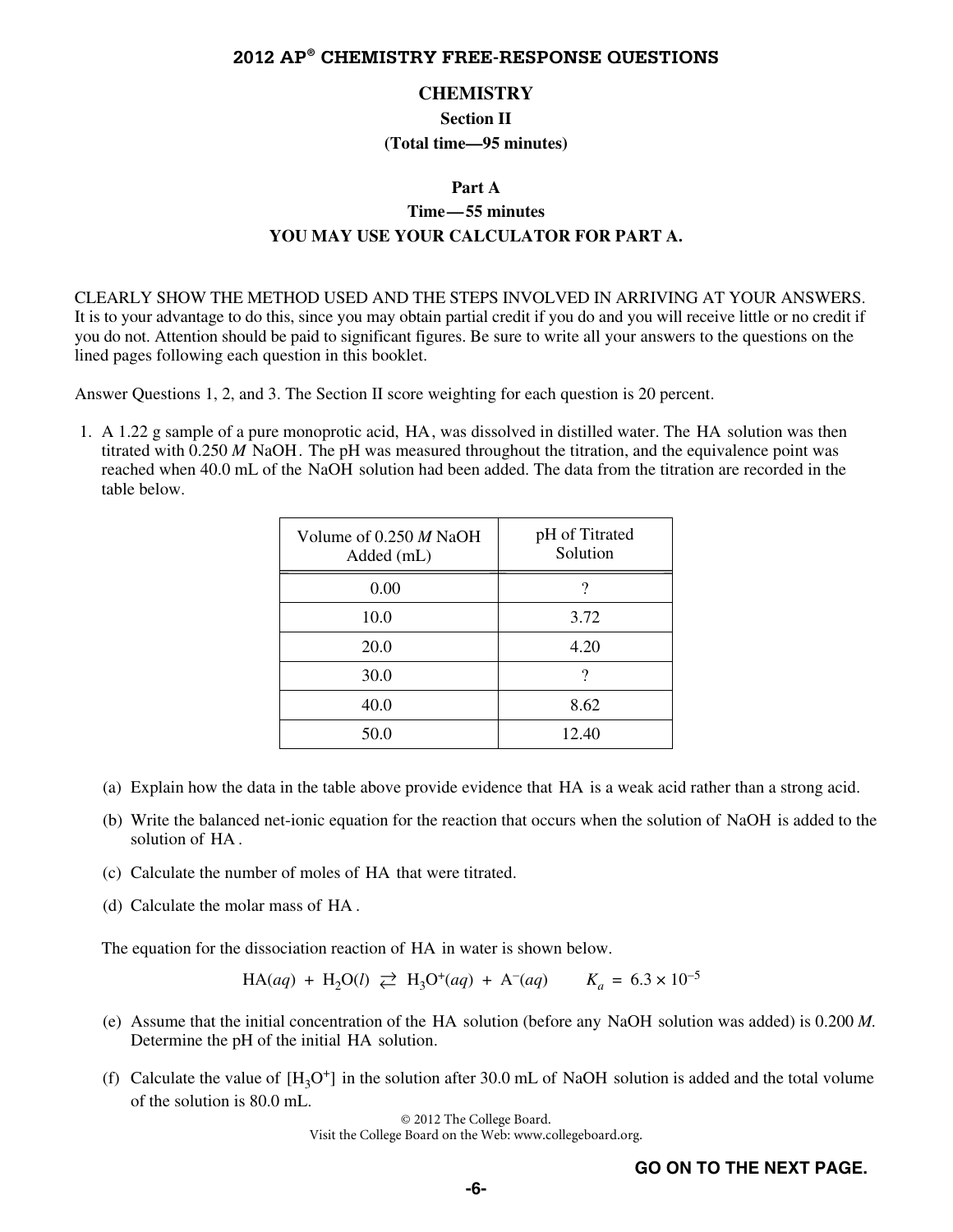# 2012 AP® CHEMISTRY FREE-RESPONSE QUESTIONS

## CHEMISTRY

### Section II

**(Total time—95 minutes)**

**Part A**

**Time — 55 minutes**

**YOU MAY USE YOUR CALCULATOR FOR PART A.**

CLEARLY SHOW THE METHOD USED AND THE STEPS INVOLVED IN ARRIVING AT YOUR ANSWERS. It is to your advantage to do this, since you may obtain partial credit if you do and you will receive little or no credit if you do not. Attention should be paid to significant figures. Be sure to write all your answers to the questions on the lined pages following each question in this booklet.

Answer Questions 1, 2, and 3. The Section II score weighting for each question is 20 percent.

1. A 1.22 g sample of a pure monoprotic acid, HA, was dissolved in distilled water. The HA solution was then titrated with 0.250 *M* NaOH. The pH was measured throughout the titration, and the equivalence point was reached when 40.0 mL of the NaOH solution had been added. The data from the titration are recorded in the table below.

| Volume of 0.250 *M* NaOH Added (mL) | pH of Titrated Solution |
|---|---|
| 0.00 | ? |
| 10.0 | 3.72 |
| 20.0 | 4.20 |
| 30.0 | ? |
| 40.0 | 8.62 |
| 50.0 | 12.40 |

(a) Explain how the data in the table above provide evidence that HA is a weak acid rather than a strong acid.

(b) Write the balanced net-ionic equation for the reaction that occurs when the solution of NaOH is added to the solution of HA.

(c) Calculate the number of moles of HA that were titrated.

(d) Calculate the molar mass of HA.

The equation for the dissociation reaction of HA in water is shown below.

$$HA(aq) + H_2O(l) \rightleftarrows H_3O^+(aq) + A^-(aq) \qquad K_a = 6.3 \times 10^{-5}$$

(e) Assume that the initial concentration of the HA solution (before any NaOH solution was added) is 0.200 *M*. Determine the pH of the initial HA solution.

(f) Calculate the value of $[H_3O^+]$ in the solution after 30.0 mL of NaOH solution is added and the total volume of the solution is 80.0 mL.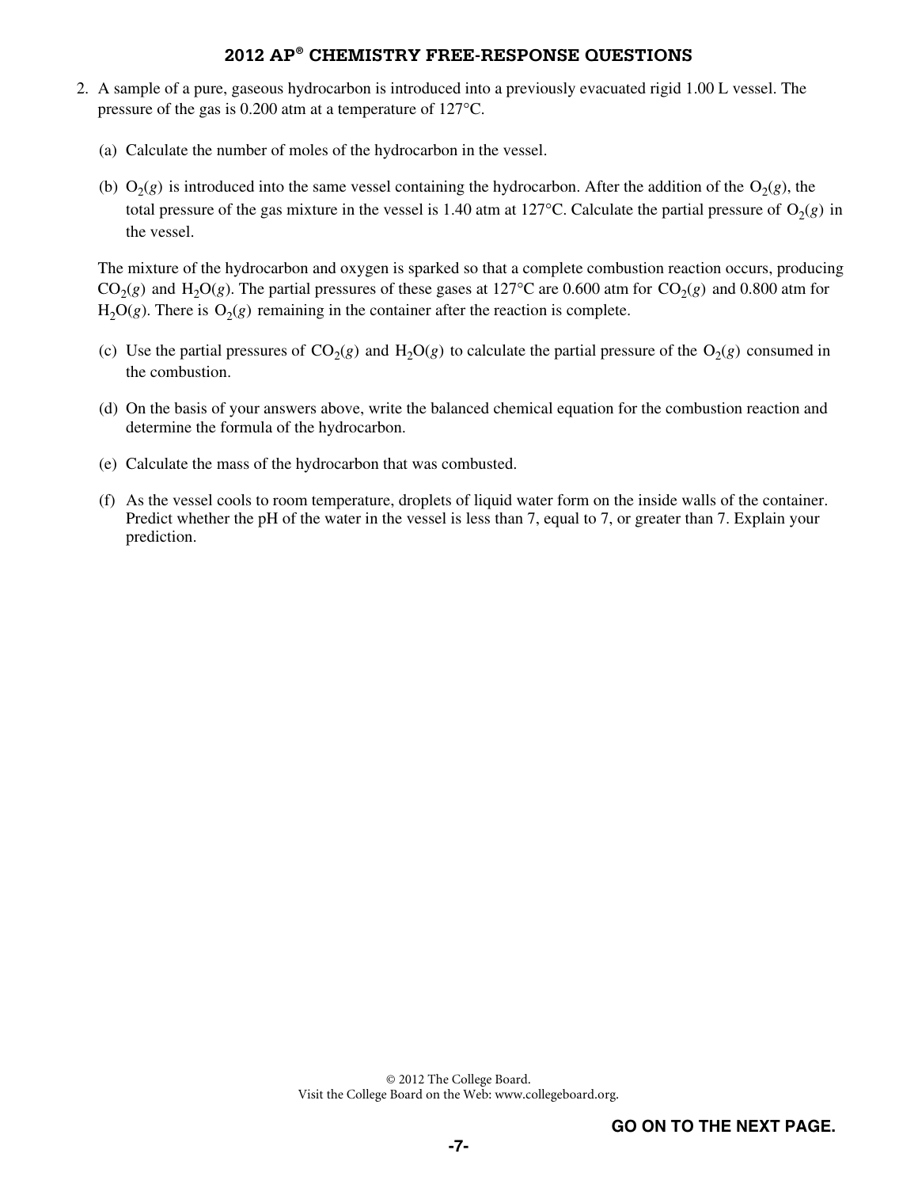2. A sample of a pure, gaseous hydrocarbon is introduced into a previously evacuated rigid 1.00 L vessel. The pressure of the gas is 0.200 atm at a temperature of 127°C.

   (a) Calculate the number of moles of the hydrocarbon in the vessel.

   (b) $O_2(g)$ is introduced into the same vessel containing the hydrocarbon. After the addition of the $O_2(g)$, the total pressure of the gas mixture in the vessel is 1.40 atm at 127°C. Calculate the partial pressure of $O_2(g)$ in the vessel.

   The mixture of the hydrocarbon and oxygen is sparked so that a complete combustion reaction occurs, producing $CO_2(g)$ and $H_2O(g)$. The partial pressures of these gases at 127°C are 0.600 atm for $CO_2(g)$ and 0.800 atm for $H_2O(g)$. There is $O_2(g)$ remaining in the container after the reaction is complete.

   (c) Use the partial pressures of $CO_2(g)$ and $H_2O(g)$ to calculate the partial pressure of the $O_2(g)$ consumed in the combustion.

   (d) On the basis of your answers above, write the balanced chemical equation for the combustion reaction and determine the formula of the hydrocarbon.

   (e) Calculate the mass of the hydrocarbon that was combusted.

   (f) As the vessel cools to room temperature, droplets of liquid water form on the inside walls of the container. Predict whether the pH of the water in the vessel is less than 7, equal to 7, or greater than 7. Explain your prediction.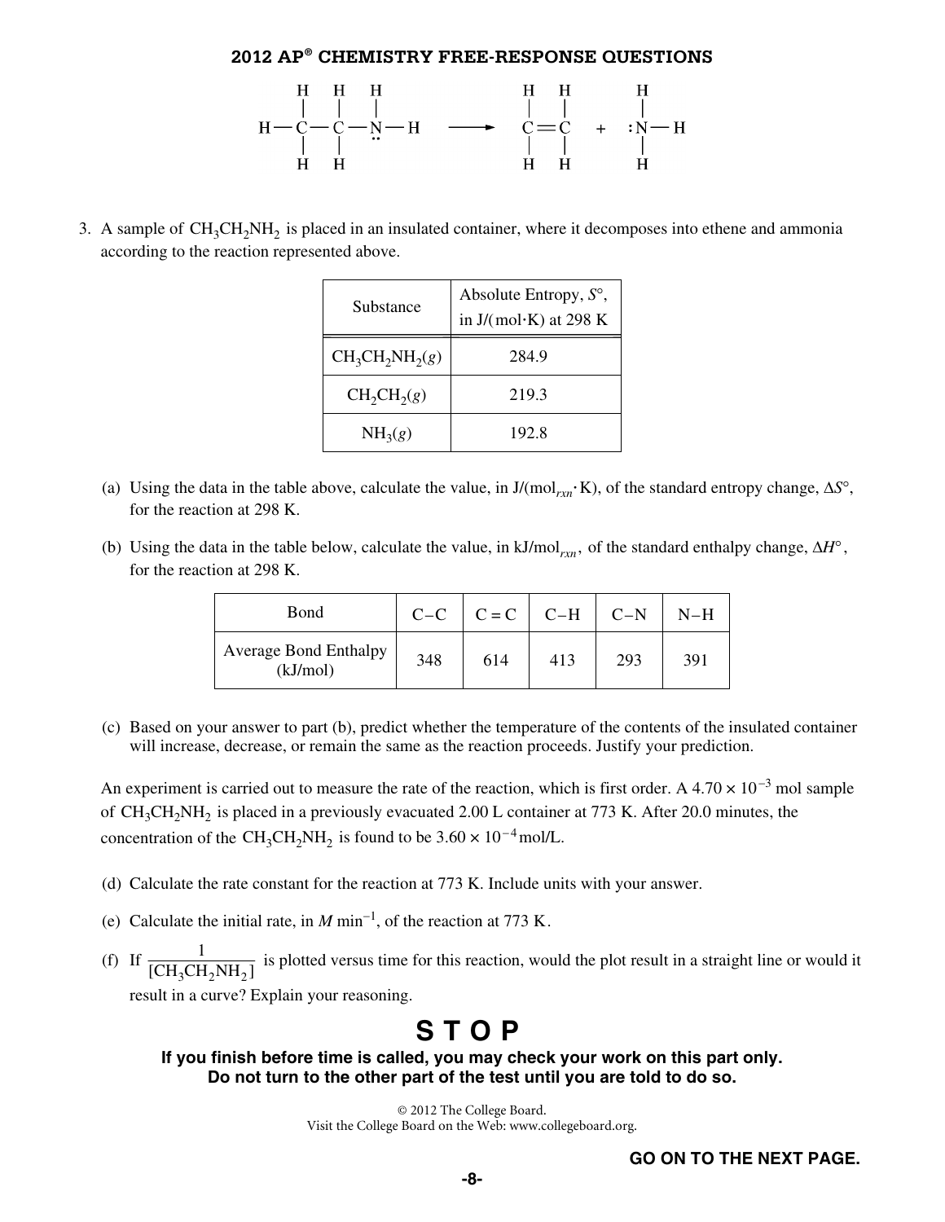$$CH_3CH_2NH_2 \longrightarrow CH_2{=}CH_2 + NH_3$$

3. A sample of $CH_3CH_2NH_2$ is placed in an insulated container, where it decomposes into ethene and ammonia according to the reaction represented above.

| Substance | Absolute Entropy, $S°$, in J/(mol·K) at 298 K |
|---|---|
| $CH_3CH_2NH_2(g)$ | 284.9 |
| $CH_2CH_2(g)$ | 219.3 |
| $NH_3(g)$ | 192.8 |

(a) Using the data in the table above, calculate the value, in J/($mol_{rxn}$·K), of the standard entropy change, $\Delta S°$, for the reaction at 298 K.

(b) Using the data in the table below, calculate the value, in kJ/$mol_{rxn}$, of the standard enthalpy change, $\Delta H°$, for the reaction at 298 K.

| Bond | C−C | C = C | C−H | C−N | N−H |
|---|---|---|---|---|---|
| Average Bond Enthalpy (kJ/mol) | 348 | 614 | 413 | 293 | 391 |

(c) Based on your answer to part (b), predict whether the temperature of the contents of the insulated container will increase, decrease, or remain the same as the reaction proceeds. Justify your prediction.

An experiment is carried out to measure the rate of the reaction, which is first order. A $4.70 \times 10^{-3}$ mol sample of $CH_3CH_2NH_2$ is placed in a previously evacuated 2.00 L container at 773 K. After 20.0 minutes, the concentration of the $CH_3CH_2NH_2$ is found to be $3.60 \times 10^{-4}$ mol/L.

(d) Calculate the rate constant for the reaction at 773 K. Include units with your answer.

(e) Calculate the initial rate, in $M$ min$^{-1}$, of the reaction at 773 K.

(f) If $\frac{1}{[CH_3CH_2NH_2]}$ is plotted versus time for this reaction, would the plot result in a straight line or would it result in a curve? Explain your reasoning.

# S T O P

**If you finish before time is called, you may check your work on this part only.**
**Do not turn to the other part of the test until you are told to do so.**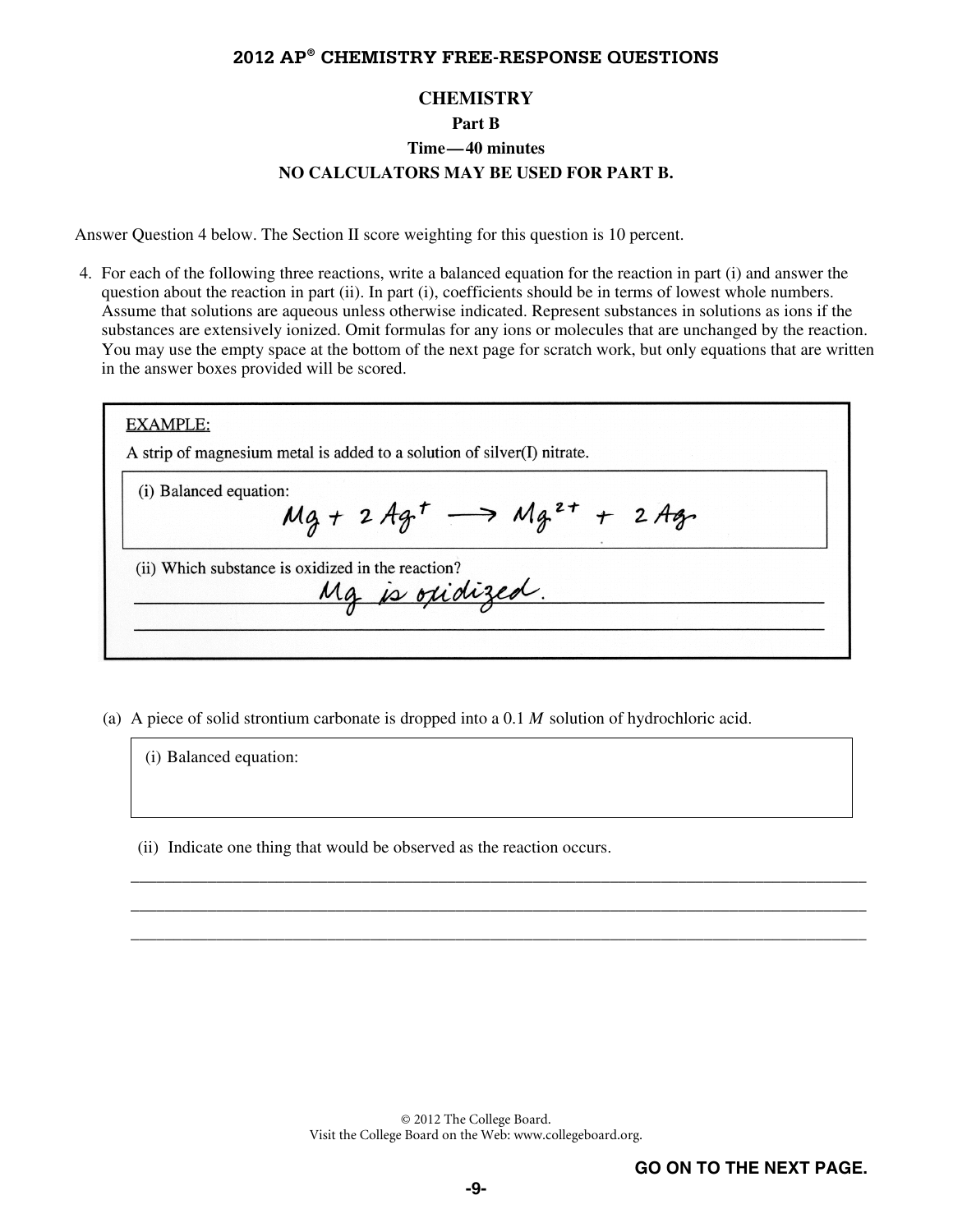## 2012 AP® CHEMISTRY FREE-RESPONSE QUESTIONS

### CHEMISTRY

**Part B**

**Time—40 minutes**

**NO CALCULATORS MAY BE USED FOR PART B.**

Answer Question 4 below. The Section II score weighting for this question is 10 percent.

4. For each of the following three reactions, write a balanced equation for the reaction in part (i) and answer the question about the reaction in part (ii). In part (i), coefficients should be in terms of lowest whole numbers. Assume that solutions are aqueous unless otherwise indicated. Represent substances in solutions as ions if the substances are extensively ionized. Omit formulas for any ions or molecules that are unchanged by the reaction. You may use the empty space at the bottom of the next page for scratch work, but only equations that are written in the answer boxes provided will be scored.

> EXAMPLE:
>
> A strip of magnesium metal is added to a solution of silver(I) nitrate.
>
> (i) Balanced equation:
>
> $$Mg + 2Ag^{+} \rightarrow Mg^{2+} + 2Ag$$
>
> (ii) Which substance is oxidized in the reaction?
>
> Mg is oxidized.

(a) A piece of solid strontium carbonate is dropped into a 0.1 *M* solution of hydrochloric acid.

(i) Balanced equation:

(ii) Indicate one thing that would be observed as the reaction occurs.

______________________________________________________________________

______________________________________________________________________

______________________________________________________________________

© 2012 The College Board.
Visit the College Board on the Web: www.collegeboard.org.

**GO ON TO THE NEXT PAGE.**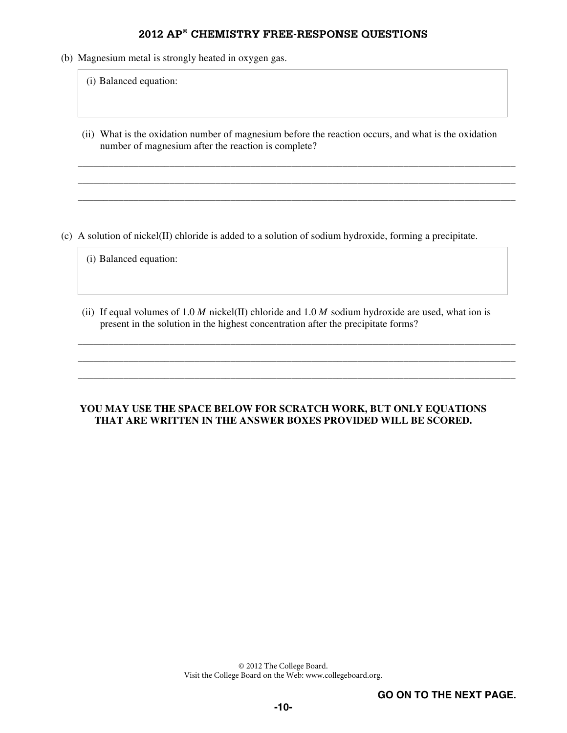(b) Magnesium metal is strongly heated in oxygen gas.

(i) Balanced equation:

(ii) What is the oxidation number of magnesium before the reaction occurs, and what is the oxidation number of magnesium after the reaction is complete?

(c) A solution of nickel(II) chloride is added to a solution of sodium hydroxide, forming a precipitate.

(i) Balanced equation:

(ii) If equal volumes of 1.0 *M* nickel(II) chloride and 1.0 *M* sodium hydroxide are used, what ion is present in the solution in the highest concentration after the precipitate forms?

**YOU MAY USE THE SPACE BELOW FOR SCRATCH WORK, BUT ONLY EQUATIONS THAT ARE WRITTEN IN THE ANSWER BOXES PROVIDED WILL BE SCORED.**

© 2012 The College Board.
Visit the College Board on the Web: www.collegeboard.org.

**GO ON TO THE NEXT PAGE.**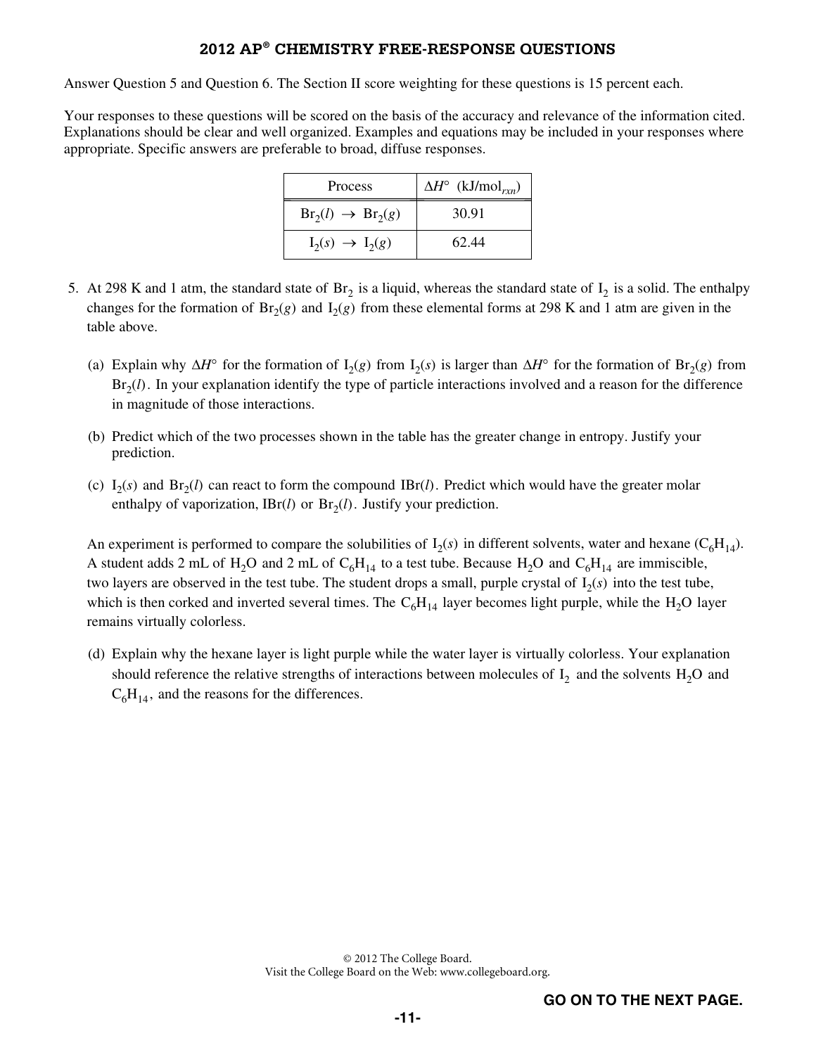# 2012 AP® CHEMISTRY FREE-RESPONSE QUESTIONS

Answer Question 5 and Question 6. The Section II score weighting for these questions is 15 percent each.

Your responses to these questions will be scored on the basis of the accuracy and relevance of the information cited. Explanations should be clear and well organized. Examples and equations may be included in your responses where appropriate. Specific answers are preferable to broad, diffuse responses.

| Process | $\Delta H°$ (kJ/mol$_{rxn}$) |
|---|---|
| $Br_2(l) \rightarrow Br_2(g)$ | 30.91 |
| $I_2(s) \rightarrow I_2(g)$ | 62.44 |

5. At 298 K and 1 atm, the standard state of $Br_2$ is a liquid, whereas the standard state of $I_2$ is a solid. The enthalpy changes for the formation of $Br_2(g)$ and $I_2(g)$ from these elemental forms at 298 K and 1 atm are given in the table above.

   (a) Explain why $\Delta H°$ for the formation of $I_2(g)$ from $I_2(s)$ is larger than $\Delta H°$ for the formation of $Br_2(g)$ from $Br_2(l)$. In your explanation identify the type of particle interactions involved and a reason for the difference in magnitude of those interactions.

   (b) Predict which of the two processes shown in the table has the greater change in entropy. Justify your prediction.

   (c) $I_2(s)$ and $Br_2(l)$ can react to form the compound $IBr(l)$. Predict which would have the greater molar enthalpy of vaporization, $IBr(l)$ or $Br_2(l)$. Justify your prediction.

   An experiment is performed to compare the solubilities of $I_2(s)$ in different solvents, water and hexane ($C_6H_{14}$). A student adds 2 mL of $H_2O$ and 2 mL of $C_6H_{14}$ to a test tube. Because $H_2O$ and $C_6H_{14}$ are immiscible, two layers are observed in the test tube. The student drops a small, purple crystal of $I_2(s)$ into the test tube, which is then corked and inverted several times. The $C_6H_{14}$ layer becomes light purple, while the $H_2O$ layer remains virtually colorless.

   (d) Explain why the hexane layer is light purple while the water layer is virtually colorless. Your explanation should reference the relative strengths of interactions between molecules of $I_2$ and the solvents $H_2O$ and $C_6H_{14}$, and the reasons for the differences.

© 2012 The College Board.
Visit the College Board on the Web: www.collegeboard.org.

**GO ON TO THE NEXT PAGE.**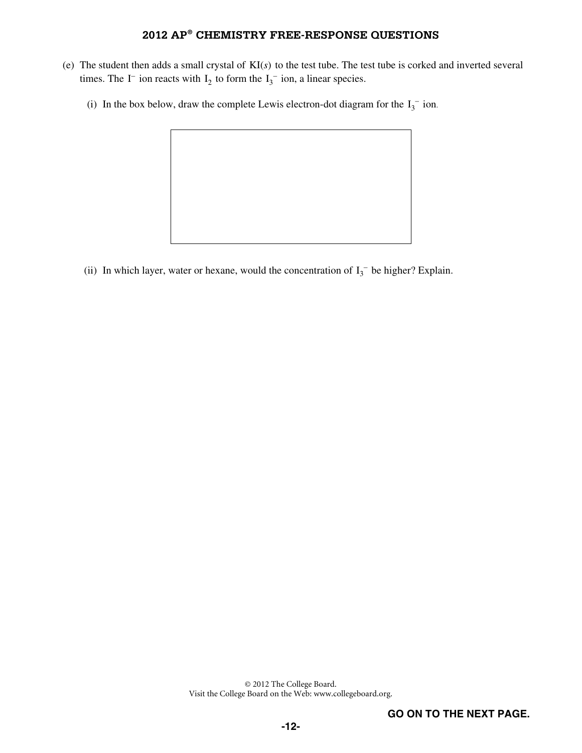(e) The student then adds a small crystal of KI(*s*) to the test tube. The test tube is corked and inverted several times. The $I^-$ ion reacts with $I_2$ to form the $I_3^-$ ion, a linear species.

(i) In the box below, draw the complete Lewis electron-dot diagram for the $I_3^-$ ion.

(ii) In which layer, water or hexane, would the concentration of $I_3^-$ be higher? Explain.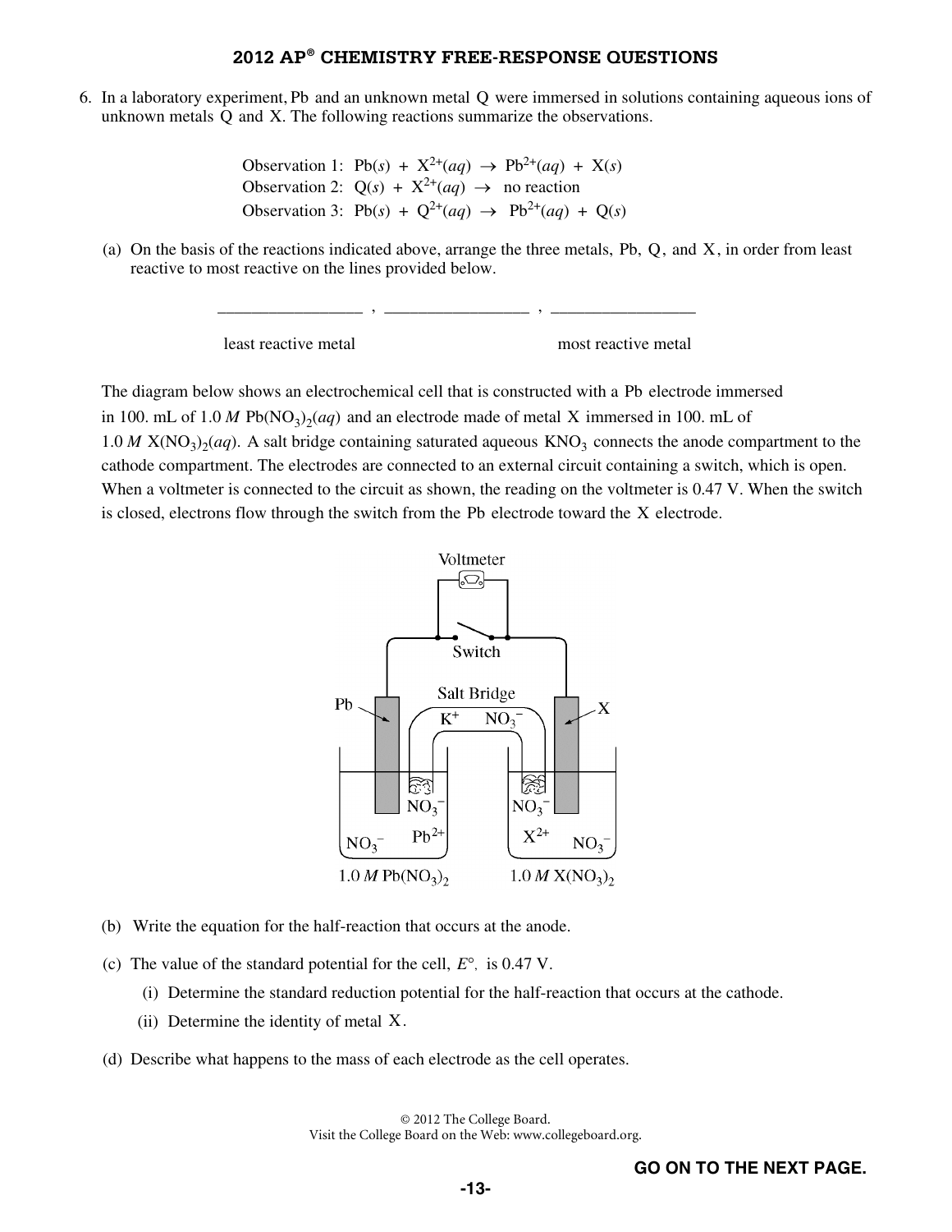6. In a laboratory experiment, Pb and an unknown metal Q were immersed in solutions containing aqueous ions of unknown metals Q and X. The following reactions summarize the observations.

Observation 1: $Pb(s) + X^{2+}(aq) \rightarrow Pb^{2+}(aq) + X(s)$
Observation 2: $Q(s) + X^{2+}(aq) \rightarrow$ no reaction
Observation 3: $Pb(s) + Q^{2+}(aq) \rightarrow Pb^{2+}(aq) + Q(s)$

(a) On the basis of the reactions indicated above, arrange the three metals, Pb, Q, and X, in order from least reactive to most reactive on the lines provided below.

________________ , ________________ , ________________

least reactive metal                                        most reactive metal

The diagram below shows an electrochemical cell that is constructed with a Pb electrode immersed in 100. mL of 1.0 *M* $Pb(NO_3)_2(aq)$ and an electrode made of metal X immersed in 100. mL of 1.0 *M* $X(NO_3)_2(aq)$. A salt bridge containing saturated aqueous $KNO_3$ connects the anode compartment to the cathode compartment. The electrodes are connected to an external circuit containing a switch, which is open. When a voltmeter is connected to the circuit as shown, the reading on the voltmeter is 0.47 V. When the switch is closed, electrons flow through the switch from the Pb electrode toward the X electrode.

Voltmeter
Switch
Salt Bridge
Pb
X
$K^+$ $NO_3^-$
$NO_3^-$
$NO_3^-$
$NO_3^-$ $Pb^{2+}$
$X^{2+}$ $NO_3^-$
1.0 *M* $Pb(NO_3)_2$
1.0 *M* $X(NO_3)_2$

(b) Write the equation for the half-reaction that occurs at the anode.

(c) The value of the standard potential for the cell, $E°$, is 0.47 V.

(i) Determine the standard reduction potential for the half-reaction that occurs at the cathode.

(ii) Determine the identity of metal X.

(d) Describe what happens to the mass of each electrode as the cell operates.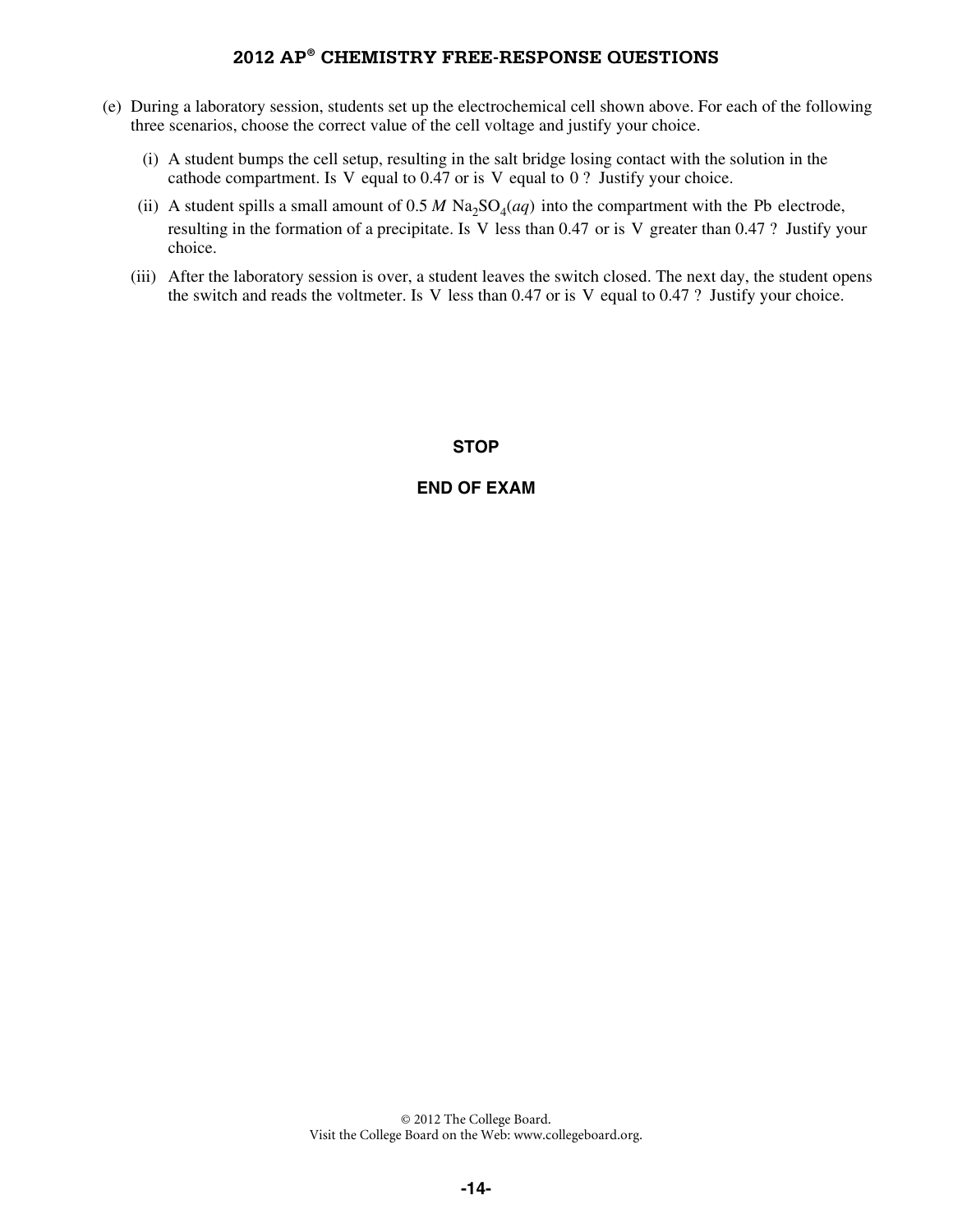(e) During a laboratory session, students set up the electrochemical cell shown above. For each of the following three scenarios, choose the correct value of the cell voltage and justify your choice.

  (i) A student bumps the cell setup, resulting in the salt bridge losing contact with the solution in the cathode compartment. Is V equal to 0.47 or is V equal to 0 ? Justify your choice.

  (ii) A student spills a small amount of 0.5 *M* $Na_2SO_4(aq)$ into the compartment with the Pb electrode, resulting in the formation of a precipitate. Is V less than 0.47 or is V greater than 0.47 ? Justify your choice.

  (iii) After the laboratory session is over, a student leaves the switch closed. The next day, the student opens the switch and reads the voltmeter. Is V less than 0.47 or is V equal to 0.47 ? Justify your choice.

**STOP**

**END OF EXAM**

© 2012 The College Board.
Visit the College Board on the Web: www.collegeboard.org.